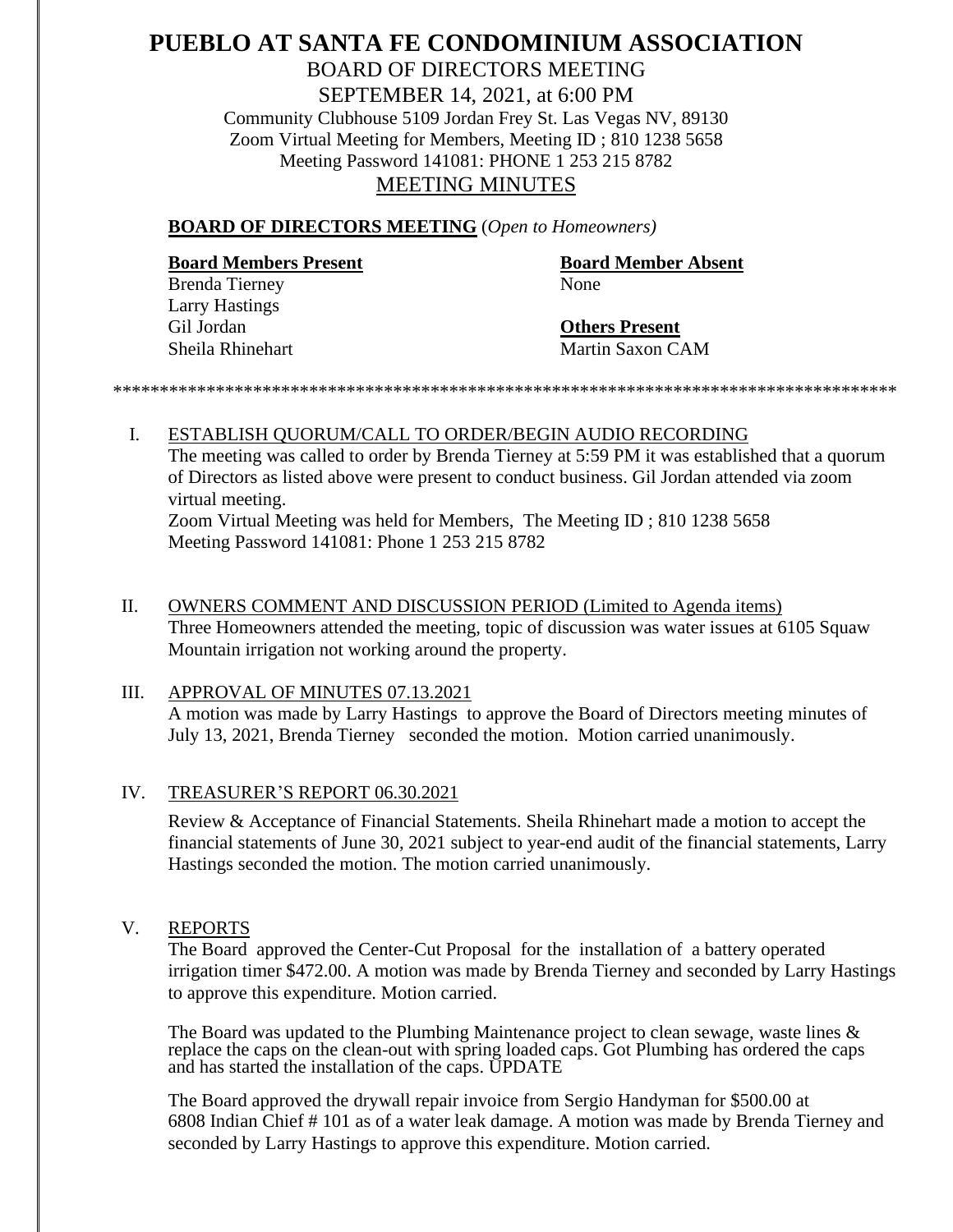# PUEBLO AT SANTA FE CONDOMINIUM ASSOCIATION

BOARD OF DIRECTORS MEETING

SEPTEMBER 14, 2021, at 6:00 PM

Community Clubhouse 5109 Jordan Frey St. Las Vegas NV, 89130

Zoom Virtual Meeting for Members, Meeting ID ; 810 1238 5658

Meeting Password 141081: PHONE 1 253 215 8782

## MEETING MINUTES

**BOARD OF DIRECTORS MEETING** (*Open to Homeowners)*

**Board Members Present**

Brenda Tierney
Larry Hastings
Gil Jordan
Sheila Rhinehart

**Board Member Absent**

None

**Others Present**

Martin Saxon CAM

*************************************************************************************

I. ESTABLISH QUORUM/CALL TO ORDER/BEGIN AUDIO RECORDING

The meeting was called to order by Brenda Tierney at 5:59 PM it was established that a quorum of Directors as listed above were present to conduct business. Gil Jordan attended via zoom virtual meeting.
Zoom Virtual Meeting was held for Members, The Meeting ID ; 810 1238 5658
Meeting Password 141081: Phone 1 253 215 8782

II. OWNERS COMMENT AND DISCUSSION PERIOD (Limited to Agenda items)

Three Homeowners attended the meeting, topic of discussion was water issues at 6105 Squaw Mountain irrigation not working around the property.

III. APPROVAL OF MINUTES 07.13.2021

A motion was made by Larry Hastings to approve the Board of Directors meeting minutes of July 13, 2021, Brenda Tierney seconded the motion. Motion carried unanimously.

IV. TREASURER'S REPORT 06.30.2021

Review & Acceptance of Financial Statements. Sheila Rhinehart made a motion to accept the financial statements of June 30, 2021 subject to year-end audit of the financial statements, Larry Hastings seconded the motion. The motion carried unanimously.

V. REPORTS

The Board approved the Center-Cut Proposal for the installation of a battery operated irrigation timer $472.00. A motion was made by Brenda Tierney and seconded by Larry Hastings to approve this expenditure. Motion carried.

The Board was updated to the Plumbing Maintenance project to clean sewage, waste lines & replace the caps on the clean-out with spring loaded caps. Got Plumbing has ordered the caps and has started the installation of the caps. UPDATE

The Board approved the drywall repair invoice from Sergio Handyman for $500.00 at 6808 Indian Chief # 101 as of a water leak damage. A motion was made by Brenda Tierney and seconded by Larry Hastings to approve this expenditure. Motion carried.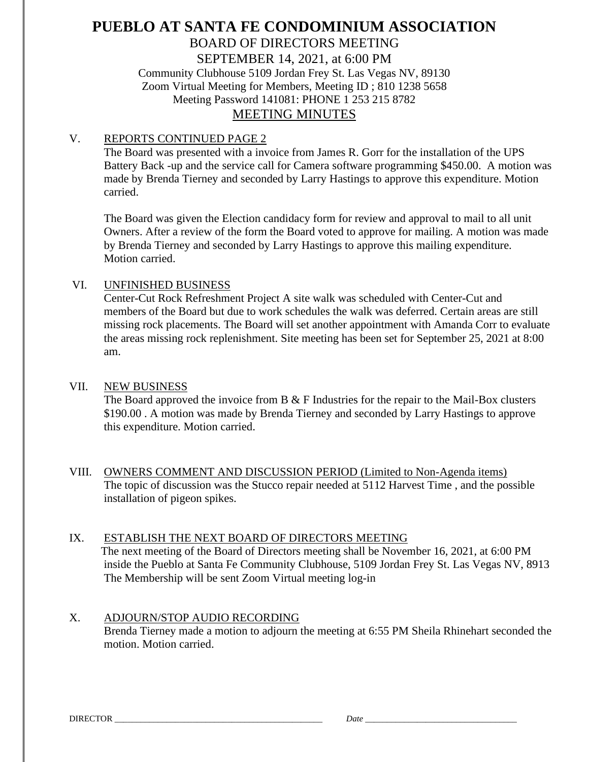# PUEBLO AT SANTA FE CONDOMINIUM ASSOCIATION

BOARD OF DIRECTORS MEETING

SEPTEMBER 14, 2021, at 6:00 PM

Community Clubhouse 5109 Jordan Frey St. Las Vegas NV, 89130

Zoom Virtual Meeting for Members, Meeting ID ; 810 1238 5658

Meeting Password 141081: PHONE 1 253 215 8782

## MEETING MINUTES

V. REPORTS CONTINUED PAGE 2

The Board was presented with a invoice from James R. Gorr for the installation of the UPS Battery Back -up and the service call for Camera software programming $450.00. A motion was made by Brenda Tierney and seconded by Larry Hastings to approve this expenditure. Motion carried.

The Board was given the Election candidacy form for review and approval to mail to all unit Owners. After a review of the form the Board voted to approve for mailing. A motion was made by Brenda Tierney and seconded by Larry Hastings to approve this mailing expenditure. Motion carried.

VI. UNFINISHED BUSINESS

Center-Cut Rock Refreshment Project A site walk was scheduled with Center-Cut and members of the Board but due to work schedules the walk was deferred. Certain areas are still missing rock placements. The Board will set another appointment with Amanda Corr to evaluate the areas missing rock replenishment. Site meeting has been set for September 25, 2021 at 8:00 am.

VII. NEW BUSINESS

The Board approved the invoice from B & F Industries for the repair to the Mail-Box clusters $190.00 . A motion was made by Brenda Tierney and seconded by Larry Hastings to approve this expenditure. Motion carried.

VIII. OWNERS COMMENT AND DISCUSSION PERIOD (Limited to Non-Agenda items)

The topic of discussion was the Stucco repair needed at 5112 Harvest Time , and the possible installation of pigeon spikes.

IX. ESTABLISH THE NEXT BOARD OF DIRECTORS MEETING

The next meeting of the Board of Directors meeting shall be November 16, 2021, at 6:00 PM inside the Pueblo at Santa Fe Community Clubhouse, 5109 Jordan Frey St. Las Vegas NV, 8913 The Membership will be sent Zoom Virtual meeting log-in

X. ADJOURN/STOP AUDIO RECORDING

Brenda Tierney made a motion to adjourn the meeting at 6:55 PM Sheila Rhinehart seconded the motion. Motion carried.

DIRECTOR _______________________________________________ *Date* __________________________________